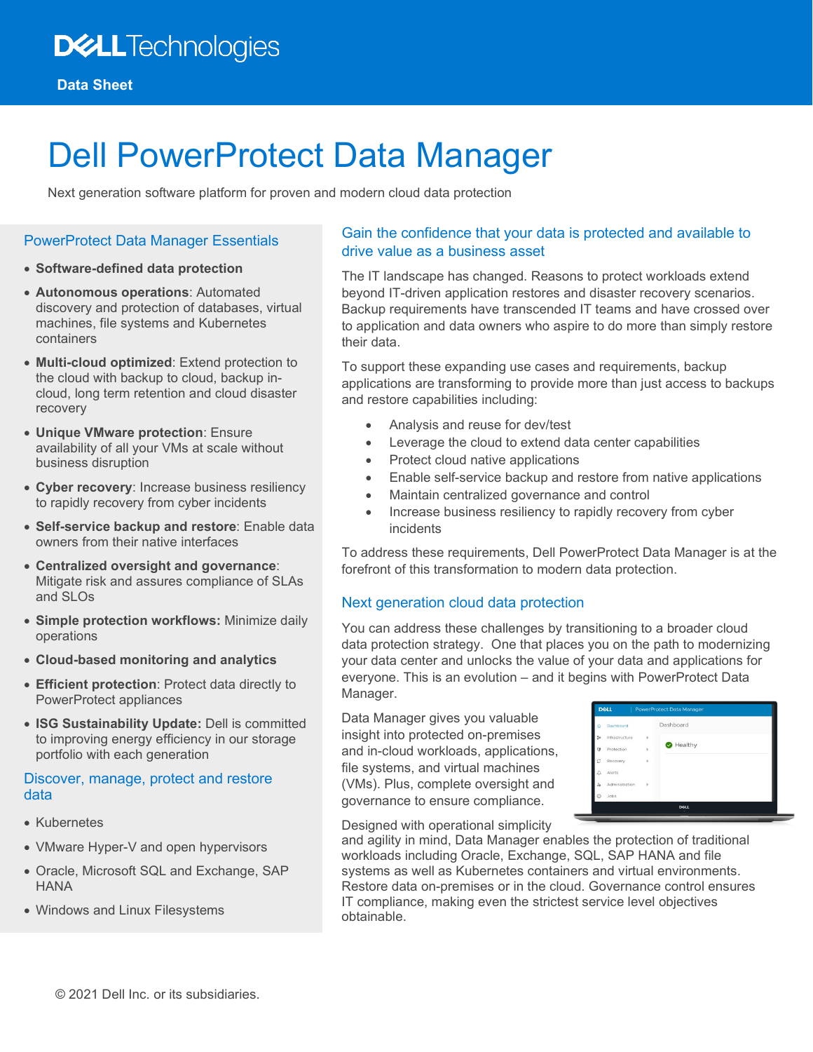Dell Technologies

**Data Sheet**

# Dell PowerProtect Data Manager

Next generation software platform for proven and modern cloud data protection

## PowerProtect Data Manager Essentials

- **Software-defined data protection**
- **Autonomous operations**: Automated discovery and protection of databases, virtual machines, file systems and Kubernetes containers
- **Multi-cloud optimized**: Extend protection to the cloud with backup to cloud, backup in-cloud, long term retention and cloud disaster recovery
- **Unique VMware protection**: Ensure availability of all your VMs at scale without business disruption
- **Cyber recovery**: Increase business resiliency to rapidly recovery from cyber incidents
- **Self-service backup and restore**: Enable data owners from their native interfaces
- **Centralized oversight and governance**: Mitigate risk and assures compliance of SLAs and SLOs
- **Simple protection workflows:** Minimize daily operations
- **Cloud-based monitoring and analytics**
- **Efficient protection**: Protect data directly to PowerProtect appliances
- **ISG Sustainability Update:** Dell is committed to improving energy efficiency in our storage portfolio with each generation

## Discover, manage, protect and restore data

- Kubernetes
- VMware Hyper-V and open hypervisors
- Oracle, Microsoft SQL and Exchange, SAP HANA
- Windows and Linux Filesystems

## Gain the confidence that your data is protected and available to drive value as a business asset

The IT landscape has changed. Reasons to protect workloads extend beyond IT-driven application restores and disaster recovery scenarios. Backup requirements have transcended IT teams and have crossed over to application and data owners who aspire to do more than simply restore their data.

To support these expanding use cases and requirements, backup applications are transforming to provide more than just access to backups and restore capabilities including:

- Analysis and reuse for dev/test
- Leverage the cloud to extend data center capabilities
- Protect cloud native applications
- Enable self-service backup and restore from native applications
- Maintain centralized governance and control
- Increase business resiliency to rapidly recovery from cyber incidents

To address these requirements, Dell PowerProtect Data Manager is at the forefront of this transformation to modern data protection.

## Next generation cloud data protection

You can address these challenges by transitioning to a broader cloud data protection strategy. One that places you on the path to modernizing your data center and unlocks the value of your data and applications for everyone. This is an evolution – and it begins with PowerProtect Data Manager.

Data Manager gives you valuable insight into protected on-premises and in-cloud workloads, applications, file systems, and virtual machines (VMs). Plus, complete oversight and governance to ensure compliance.

Designed with operational simplicity and agility in mind, Data Manager enables the protection of traditional workloads including Oracle, Exchange, SQL, SAP HANA and file systems as well as Kubernetes containers and virtual environments. Restore data on-premises or in the cloud. Governance control ensures IT compliance, making even the strictest service level objectives obtainable.

© 2021 Dell Inc. or its subsidiaries.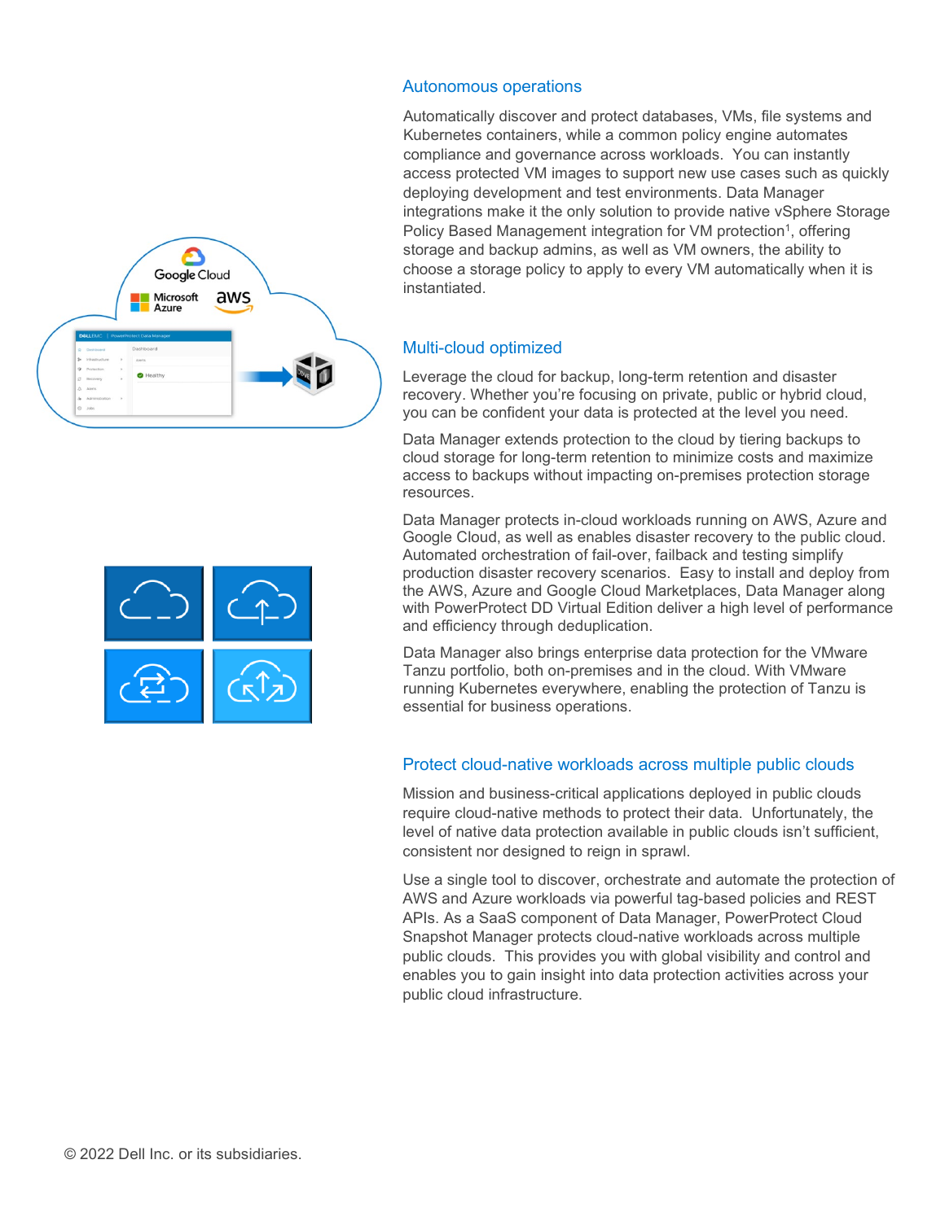## Autonomous operations

Automatically discover and protect databases, VMs, file systems and Kubernetes containers, while a common policy engine automates compliance and governance across workloads. You can instantly access protected VM images to support new use cases such as quickly deploying development and test environments. Data Manager integrations make it the only solution to provide native vSphere Storage Policy Based Management integration for VM protection[1], offering storage and backup admins, as well as VM owners, the ability to choose a storage policy to apply to every VM automatically when it is instantiated.

## Multi-cloud optimized

Leverage the cloud for backup, long-term retention and disaster recovery. Whether you're focusing on private, public or hybrid cloud, you can be confident your data is protected at the level you need.

Data Manager extends protection to the cloud by tiering backups to cloud storage for long-term retention to minimize costs and maximize access to backups without impacting on-premises protection storage resources.

Data Manager protects in-cloud workloads running on AWS, Azure and Google Cloud, as well as enables disaster recovery to the public cloud. Automated orchestration of fail-over, failback and testing simplify production disaster recovery scenarios. Easy to install and deploy from the AWS, Azure and Google Cloud Marketplaces, Data Manager along with PowerProtect DD Virtual Edition deliver a high level of performance and efficiency through deduplication.

Data Manager also brings enterprise data protection for the VMware Tanzu portfolio, both on-premises and in the cloud. With VMware running Kubernetes everywhere, enabling the protection of Tanzu is essential for business operations.

## Protect cloud-native workloads across multiple public clouds

Mission and business-critical applications deployed in public clouds require cloud-native methods to protect their data. Unfortunately, the level of native data protection available in public clouds isn't sufficient, consistent nor designed to reign in sprawl.

Use a single tool to discover, orchestrate and automate the protection of AWS and Azure workloads via powerful tag-based policies and REST APIs. As a SaaS component of Data Manager, PowerProtect Cloud Snapshot Manager protects cloud-native workloads across multiple public clouds. This provides you with global visibility and control and enables you to gain insight into data protection activities across your public cloud infrastructure.

© 2022 Dell Inc. or its subsidiaries.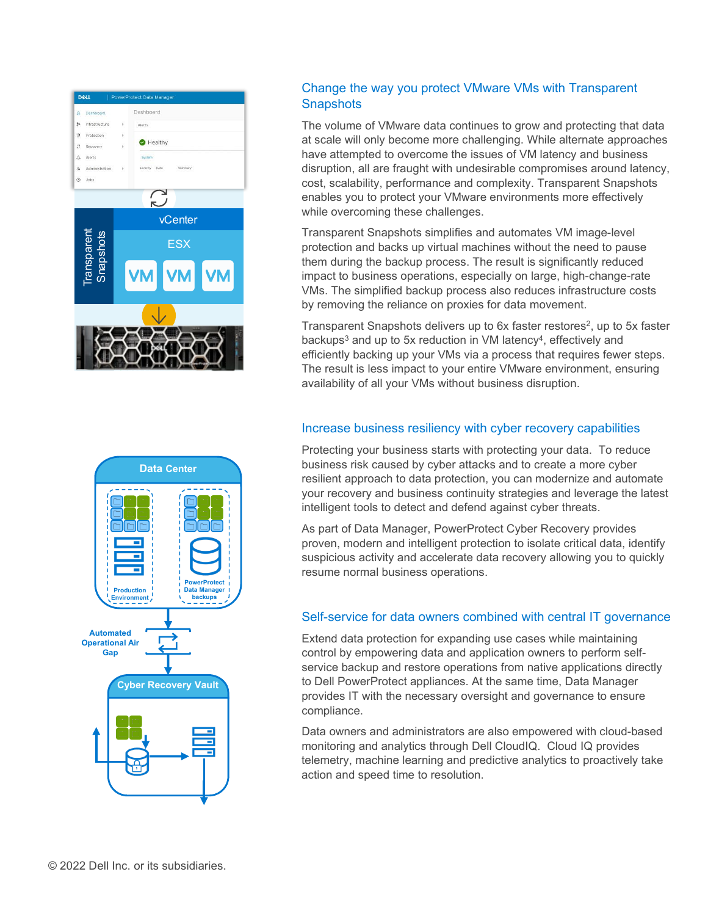## Change the way you protect VMware VMs with Transparent Snapshots

The volume of VMware data continues to grow and protecting that data at scale will only become more challenging. While alternate approaches have attempted to overcome the issues of VM latency and business disruption, all are fraught with undesirable compromises around latency, cost, scalability, performance and complexity. Transparent Snapshots enables you to protect your VMware environments more effectively while overcoming these challenges.

Transparent Snapshots simplifies and automates VM image-level protection and backs up virtual machines without the need to pause them during the backup process. The result is significantly reduced impact to business operations, especially on large, high-change-rate VMs. The simplified backup process also reduces infrastructure costs by removing the reliance on proxies for data movement.

Transparent Snapshots delivers up to 6x faster restores[2], up to 5x faster backups[3] and up to 5x reduction in VM latency[4], effectively and efficiently backing up your VMs via a process that requires fewer steps. The result is less impact to your entire VMware environment, ensuring availability of all your VMs without business disruption.

## Increase business resiliency with cyber recovery capabilities

Protecting your business starts with protecting your data. To reduce business risk caused by cyber attacks and to create a more cyber resilient approach to data protection, you can modernize and automate your recovery and business continuity strategies and leverage the latest intelligent tools to detect and defend against cyber threats.

As part of Data Manager, PowerProtect Cyber Recovery provides proven, modern and intelligent protection to isolate critical data, identify suspicious activity and accelerate data recovery allowing you to quickly resume normal business operations.

## Self-service for data owners combined with central IT governance

Extend data protection for expanding use cases while maintaining control by empowering data and application owners to perform self-service backup and restore operations from native applications directly to Dell PowerProtect appliances. At the same time, Data Manager provides IT with the necessary oversight and governance to ensure compliance.

Data owners and administrators are also empowered with cloud-based monitoring and analytics through Dell CloudIQ. Cloud IQ provides telemetry, machine learning and predictive analytics to proactively take action and speed time to resolution.

© 2022 Dell Inc. or its subsidiaries.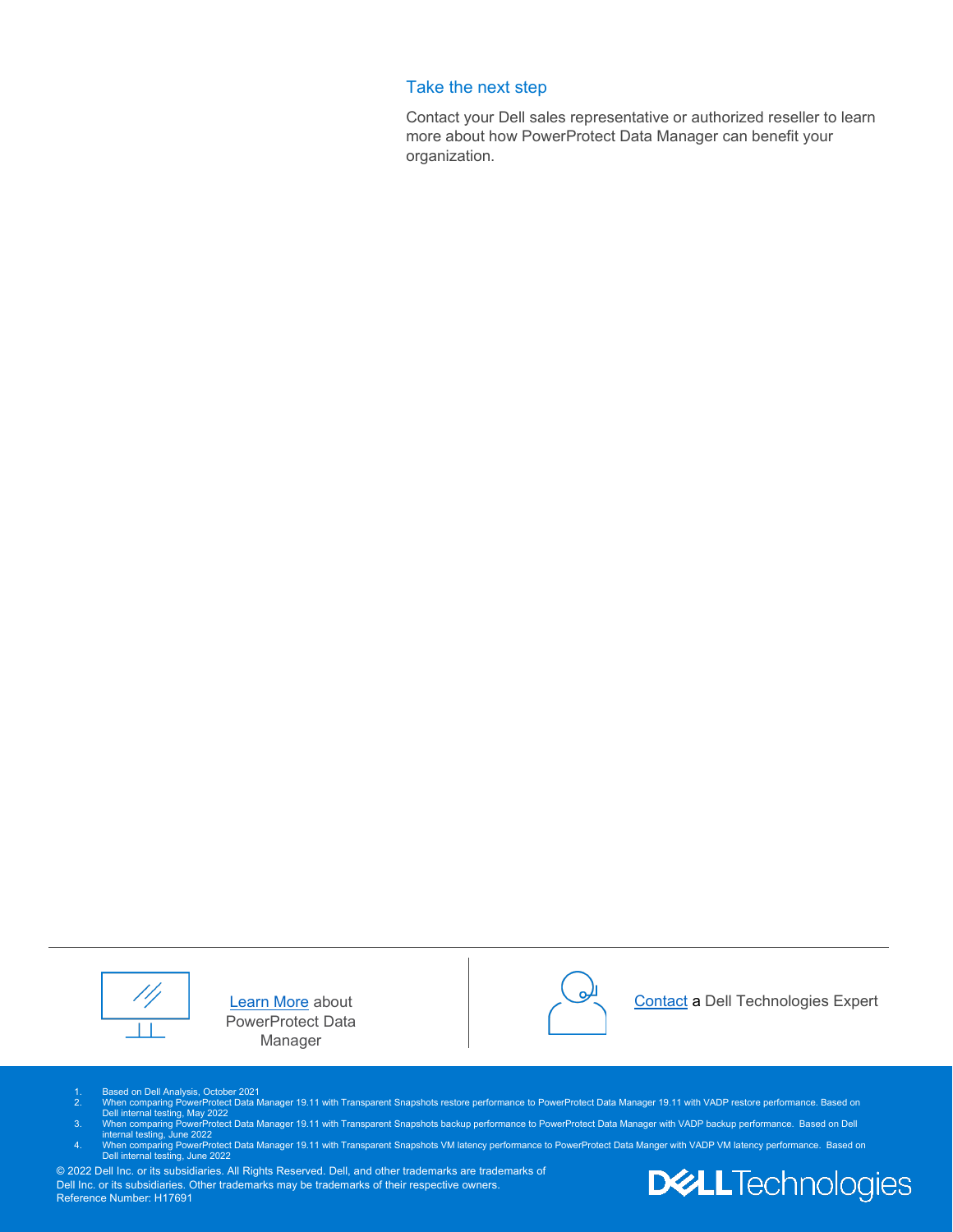## Take the next step

Contact your Dell sales representative or authorized reseller to learn more about how PowerProtect Data Manager can benefit your organization.

Learn More about PowerProtect Data Manager

Contact a Dell Technologies Expert

1. Based on Dell Analysis, October 2021
2. When comparing PowerProtect Data Manager 19.11 with Transparent Snapshots restore performance to PowerProtect Data Manager 19.11 with VADP restore performance. Based on Dell internal testing, May 2022
3. When comparing PowerProtect Data Manager 19.11 with Transparent Snapshots backup performance to PowerProtect Data Manager with VADP backup performance. Based on Dell internal testing, June 2022
4. When comparing PowerProtect Data Manager 19.11 with Transparent Snapshots VM latency performance to PowerProtect Data Manger with VADP VM latency performance. Based on Dell internal testing, June 2022

© 2022 Dell Inc. or its subsidiaries. All Rights Reserved. Dell, and other trademarks are trademarks of Dell Inc. or its subsidiaries. Other trademarks may be trademarks of their respective owners.
Reference Number: H17691

DELL Technologies